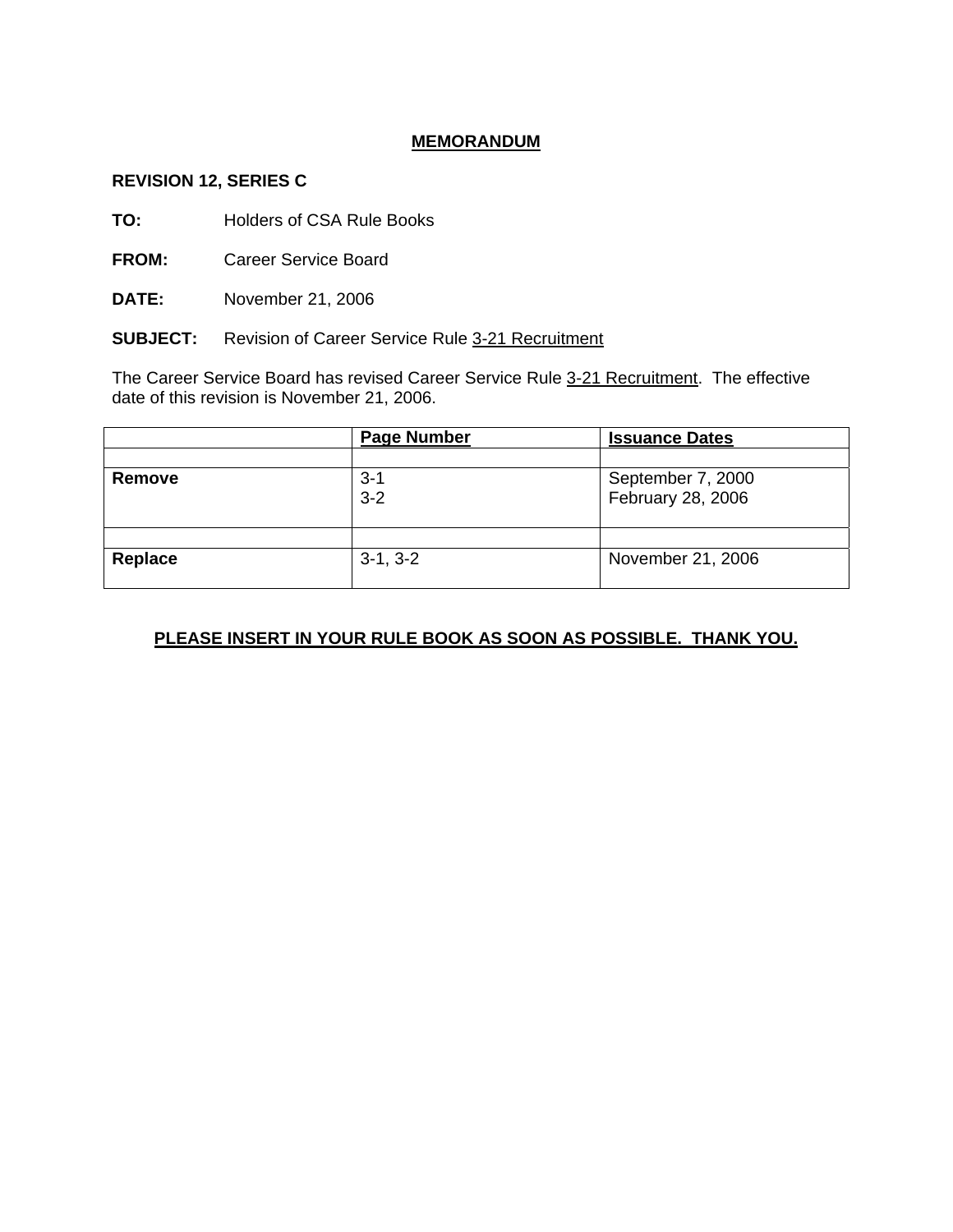# MEMORANDUM

**REVISION 12, SERIES C**

**TO:** Holders of CSA Rule Books

**FROM:** Career Service Board

**DATE:** November 21, 2006

**SUBJECT:** Revision of Career Service Rule 3-21 Recruitment

The Career Service Board has revised Career Service Rule 3-21 Recruitment. The effective date of this revision is November 21, 2006.

| | Page Number | Issuance Dates |
|---|---|---|
| | | |
| **Remove** | 3-1<br>3-2 | September 7, 2000<br>February 28, 2006 |
| | | |
| **Replace** | 3-1, 3-2 | November 21, 2006 |

**PLEASE INSERT IN YOUR RULE BOOK AS SOON AS POSSIBLE. THANK YOU.**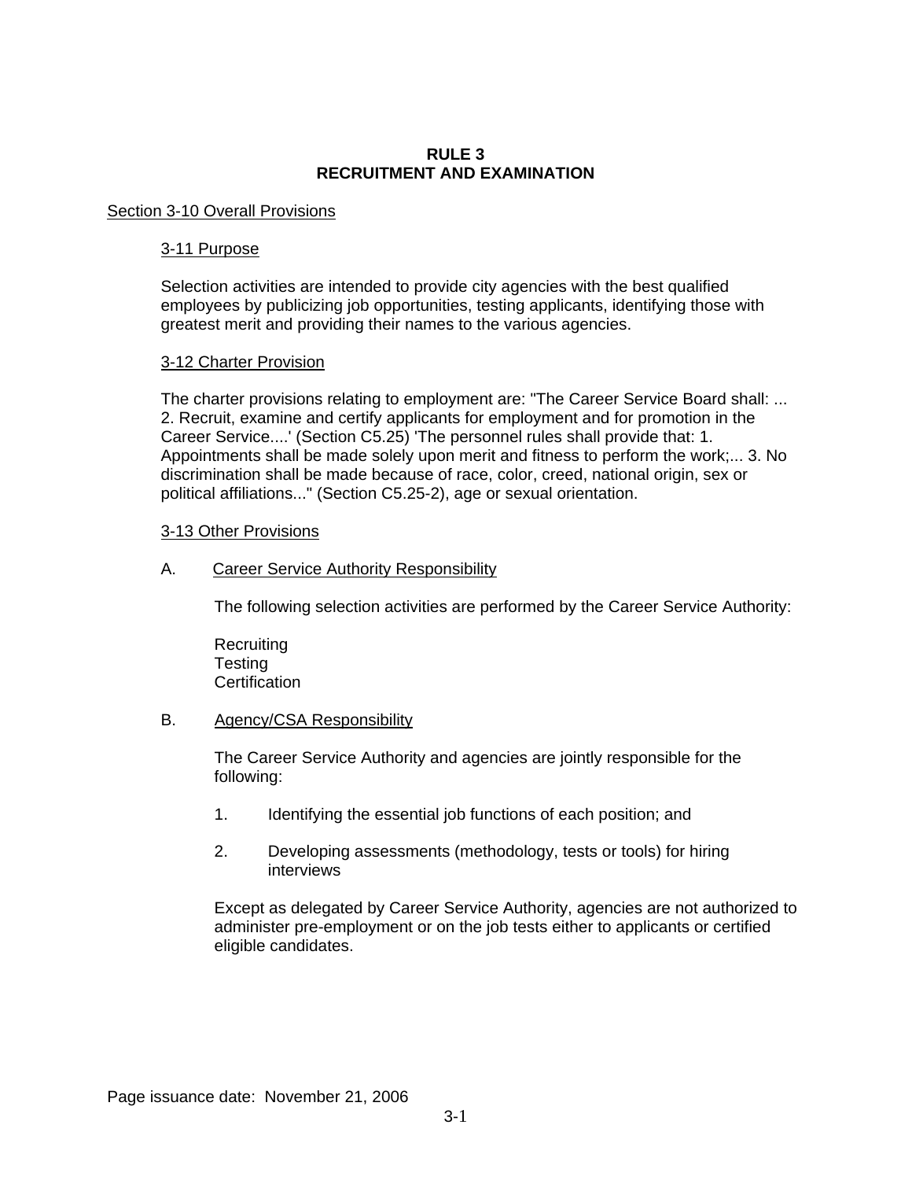# RULE 3
# RECRUITMENT AND EXAMINATION

## Section 3-10 Overall Provisions

### 3-11 Purpose

Selection activities are intended to provide city agencies with the best qualified employees by publicizing job opportunities, testing applicants, identifying those with greatest merit and providing their names to the various agencies.

### 3-12 Charter Provision

The charter provisions relating to employment are: "The Career Service Board shall: ... 2. Recruit, examine and certify applicants for employment and for promotion in the Career Service....' (Section C5.25) 'The personnel rules shall provide that: 1. Appointments shall be made solely upon merit and fitness to perform the work;... 3. No discrimination shall be made because of race, color, creed, national origin, sex or political affiliations..." (Section C5.25-2), age or sexual orientation.

### 3-13 Other Provisions

A. Career Service Authority Responsibility

The following selection activities are performed by the Career Service Authority:

Recruiting
Testing
Certification

B. Agency/CSA Responsibility

The Career Service Authority and agencies are jointly responsible for the following:

1. Identifying the essential job functions of each position; and

2. Developing assessments (methodology, tests or tools) for hiring interviews

Except as delegated by Career Service Authority, agencies are not authorized to administer pre-employment or on the job tests either to applicants or certified eligible candidates.

Page issuance date: November 21, 2006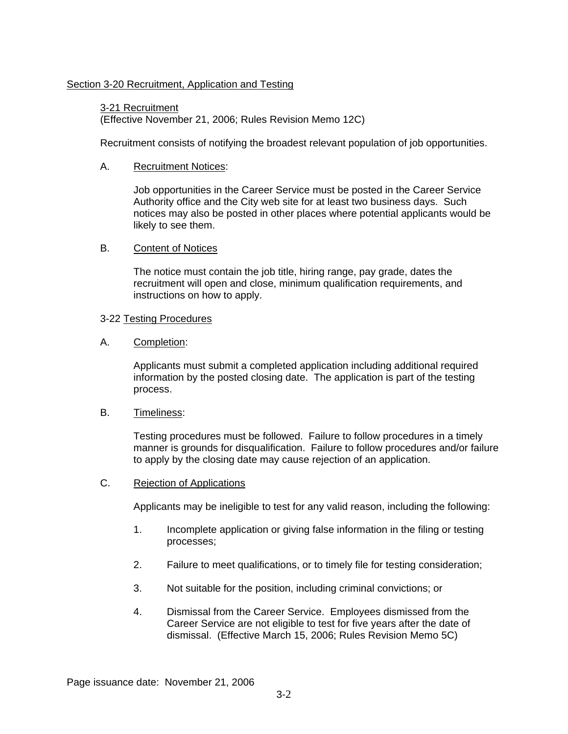## Section 3-20 Recruitment, Application and Testing

### 3-21 Recruitment

(Effective November 21, 2006; Rules Revision Memo 12C)

Recruitment consists of notifying the broadest relevant population of job opportunities.

A. Recruitment Notices:

Job opportunities in the Career Service must be posted in the Career Service Authority office and the City web site for at least two business days. Such notices may also be posted in other places where potential applicants would be likely to see them.

B. Content of Notices

The notice must contain the job title, hiring range, pay grade, dates the recruitment will open and close, minimum qualification requirements, and instructions on how to apply.

### 3-22 Testing Procedures

A. Completion:

Applicants must submit a completed application including additional required information by the posted closing date. The application is part of the testing process.

B. Timeliness:

Testing procedures must be followed. Failure to follow procedures in a timely manner is grounds for disqualification. Failure to follow procedures and/or failure to apply by the closing date may cause rejection of an application.

C. Rejection of Applications

Applicants may be ineligible to test for any valid reason, including the following:

1. Incomplete application or giving false information in the filing or testing processes;
2. Failure to meet qualifications, or to timely file for testing consideration;
3. Not suitable for the position, including criminal convictions; or
4. Dismissal from the Career Service. Employees dismissed from the Career Service are not eligible to test for five years after the date of dismissal. (Effective March 15, 2006; Rules Revision Memo 5C)

Page issuance date: November 21, 2006